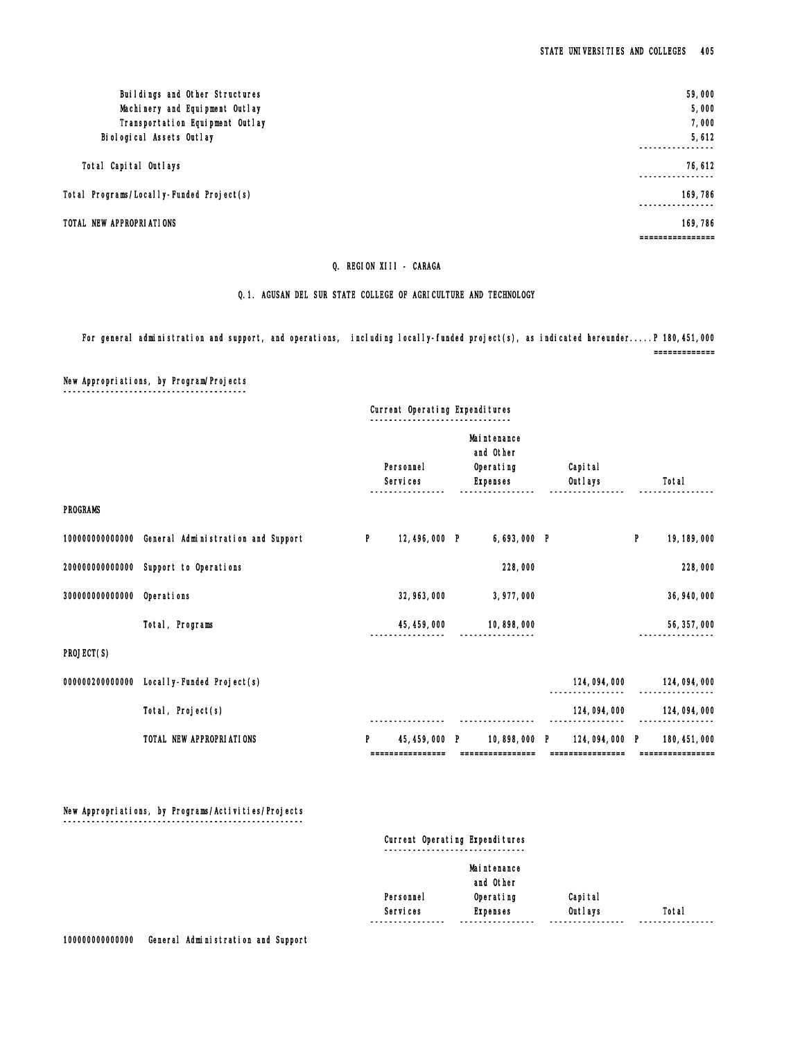| | |
|---|---|
| Buildings and Other Structures | 59,000 |
| Machinery and Equipment Outlay | 5,000 |
| Transportation Equipment Outlay | 7,000 |
| Biological Assets Outlay | 5,612 |
| Total Capital Outlays | 76,612 |
| Total Programs/Locally-Funded Project(s) | 169,786 |
| TOTAL NEW APPROPRIATIONS | 169,786 |

## Q. REGION XIII - CARAGA

### Q.1. AGUSAN DEL SUR STATE COLLEGE OF AGRICULTURE AND TECHNOLOGY

For general administration and support, and operations, including locally-funded project(s), as indicated hereunder.....P 180,451,000

**New Appropriations, by Program/Projects**

| | | Current Operating Expenditures | | | |
|---|---|---|---|---|---|
| | | Personnel Services | Maintenance and Other Operating Expenses | Capital Outlays | Total |
| **PROGRAMS** | | | | | |
| 100000000000000 | General Administration and Support | P 12,496,000 | P 6,693,000 | P | P 19,189,000 |
| 200000000000000 | Support to Operations | | 228,000 | | 228,000 |
| 300000000000000 | Operations | 32,963,000 | 3,977,000 | | 36,940,000 |
| | Total, Programs | 45,459,000 | 10,898,000 | | 56,357,000 |
| **PROJECT(S)** | | | | | |
| 000000200000000 | Locally-Funded Project(s) | | | 124,094,000 | 124,094,000 |
| | Total, Project(s) | | | 124,094,000 | 124,094,000 |
| | TOTAL NEW APPROPRIATIONS | P 45,459,000 | P 10,898,000 | P 124,094,000 | P 180,451,000 |

**New Appropriations, by Programs/Activities/Projects**

| | | Current Operating Expenditures | | | |
|---|---|---|---|---|---|
| | | Personnel Services | Maintenance and Other Operating Expenses | Capital Outlays | Total |
| 100000000000000 | General Administration and Support | | | | |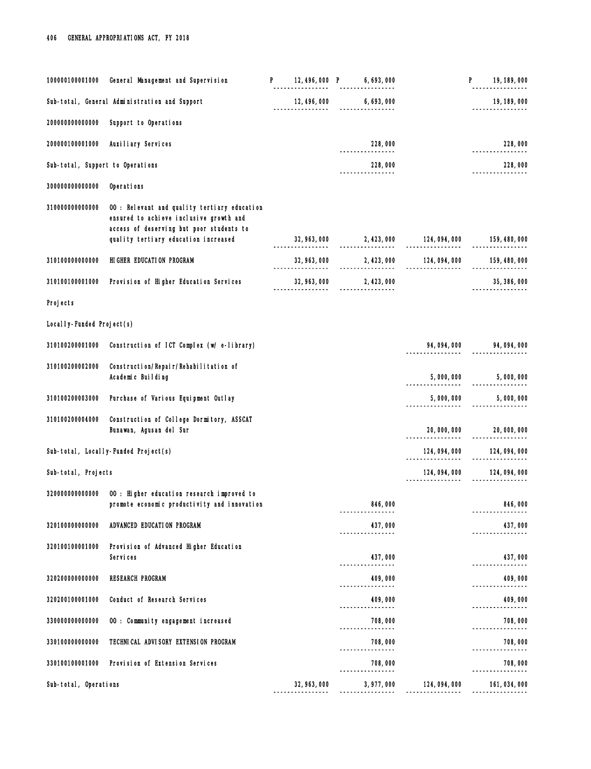| Code | Particulars | PS | MOOE | CO | Total |
|---|---|---|---|---|---|
| 100000100001000 | General Management and Supervision | P 12,496,000 | P 6,693,000 | | P 19,189,000 |
| | Sub-total, General Administration and Support | 12,496,000 | 6,693,000 | | 19,189,000 |
| 200000000000000 | Support to Operations | | | | |
| 200000100001000 | Auxiliary Services | | 228,000 | | 228,000 |
| | Sub-total, Support to Operations | | 228,000 | | 228,000 |
| 300000000000000 | Operations | | | | |
| 310000000000000 | OO : Relevant and quality tertiary education ensured to achieve inclusive growth and access of deserving but poor students to quality tertiary education increased | 32,963,000 | 2,423,000 | 124,094,000 | 159,480,000 |
| 310100000000000 | HIGHER EDUCATION PROGRAM | 32,963,000 | 2,423,000 | 124,094,000 | 159,480,000 |
| 310100100001000 | Provision of Higher Education Services | 32,963,000 | 2,423,000 | | 35,386,000 |
| | Projects | | | | |
| | Locally-Funded Project(s) | | | | |
| 310100200001000 | Construction of ICT Complex (w/ e-library) | | | 94,094,000 | 94,094,000 |
| 310100200002000 | Construction/Repair/Rehabilitation of Academic Building | | | 5,000,000 | 5,000,000 |
| 310100200003000 | Purchase of Various Equipment Outlay | | | 5,000,000 | 5,000,000 |
| 310100200004000 | Construction of College Dormitory, ASSCAT Bunawan, Agusan del Sur | | | 20,000,000 | 20,000,000 |
| | Sub-total, Locally-Funded Project(s) | | | 124,094,000 | 124,094,000 |
| | Sub-total, Projects | | | 124,094,000 | 124,094,000 |
| 320000000000000 | OO : Higher education research improved to promote economic productivity and innovation | | 846,000 | | 846,000 |
| 320100000000000 | ADVANCED EDUCATION PROGRAM | | 437,000 | | 437,000 |
| 320100100001000 | Provision of Advanced Higher Education Services | | 437,000 | | 437,000 |
| 320200000000000 | RESEARCH PROGRAM | | 409,000 | | 409,000 |
| 320200100001000 | Conduct of Research Services | | 409,000 | | 409,000 |
| 330000000000000 | OO : Community engagement increased | | 708,000 | | 708,000 |
| 330100000000000 | TECHNICAL ADVISORY EXTENSION PROGRAM | | 708,000 | | 708,000 |
| 330100100001000 | Provision of Extension Services | | 708,000 | | 708,000 |
| | Sub-total, Operations | 32,963,000 | 3,977,000 | 124,094,000 | 161,034,000 |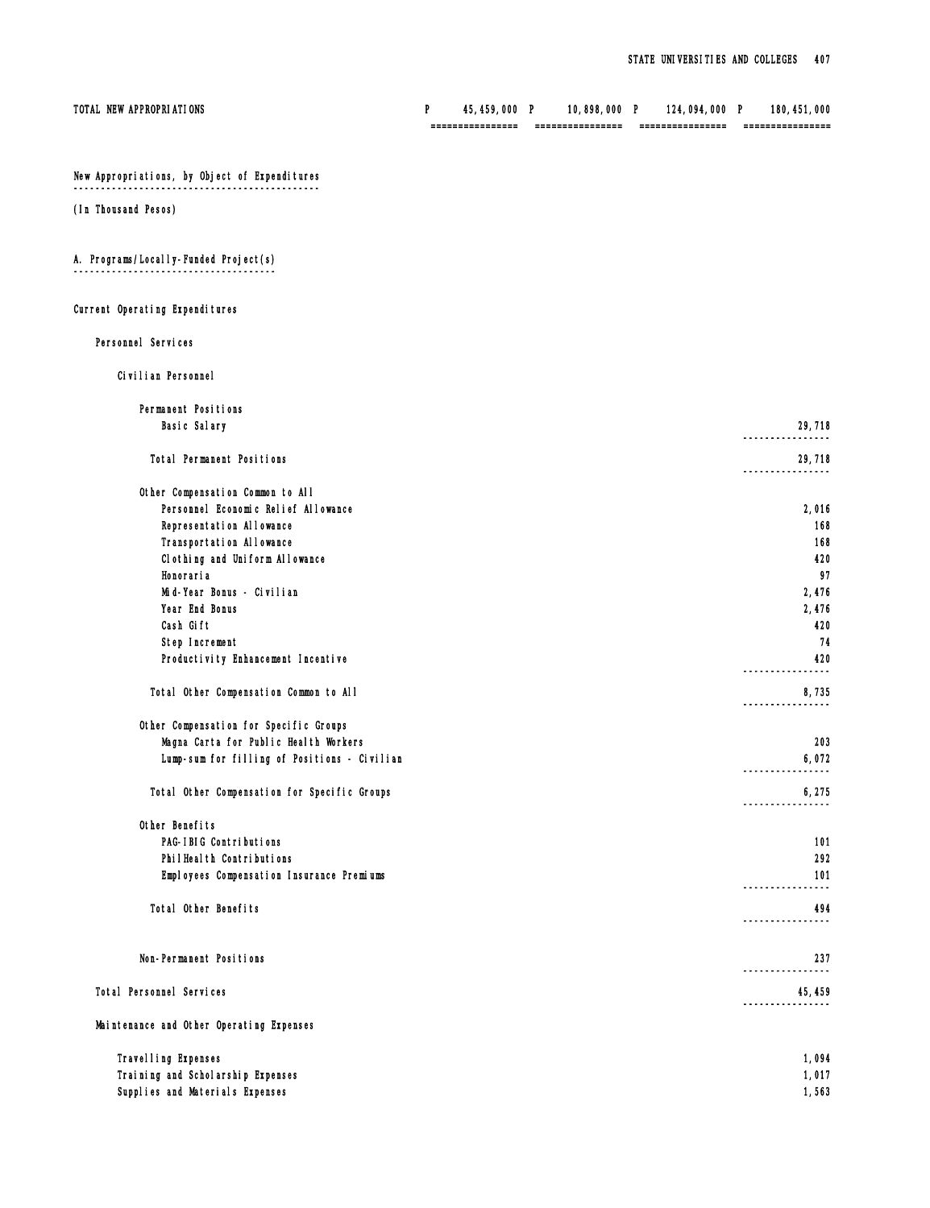| TOTAL NEW APPROPRIATIONS | P 45,459,000 | P 10,898,000 | P 124,094,000 | P 180,451,000 |
|---|---|---|---|---|

New Appropriations, by Object of Expenditures

(In Thousand Pesos)

A. Programs/Locally-Funded Project(s)

Current Operating Expenditures

| | |
|---|---|
| **Personnel Services** | |
| **Civilian Personnel** | |
| **Permanent Positions** | |
| Basic Salary | 29,718 |
| Total Permanent Positions | 29,718 |
| **Other Compensation Common to All** | |
| Personnel Economic Relief Allowance | 2,016 |
| Representation Allowance | 168 |
| Transportation Allowance | 168 |
| Clothing and Uniform Allowance | 420 |
| Honoraria | 97 |
| Mid-Year Bonus - Civilian | 2,476 |
| Year End Bonus | 2,476 |
| Cash Gift | 420 |
| Step Increment | 74 |
| Productivity Enhancement Incentive | 420 |
| Total Other Compensation Common to All | 8,735 |
| **Other Compensation for Specific Groups** | |
| Magna Carta for Public Health Workers | 203 |
| Lump-sum for filling of Positions - Civilian | 6,072 |
| Total Other Compensation for Specific Groups | 6,275 |
| **Other Benefits** | |
| PAG-IBIG Contributions | 101 |
| PhilHealth Contributions | 292 |
| Employees Compensation Insurance Premiums | 101 |
| Total Other Benefits | 494 |
| Non-Permanent Positions | 237 |
| Total Personnel Services | 45,459 |
| **Maintenance and Other Operating Expenses** | |
| Travelling Expenses | 1,094 |
| Training and Scholarship Expenses | 1,017 |
| Supplies and Materials Expenses | 1,563 |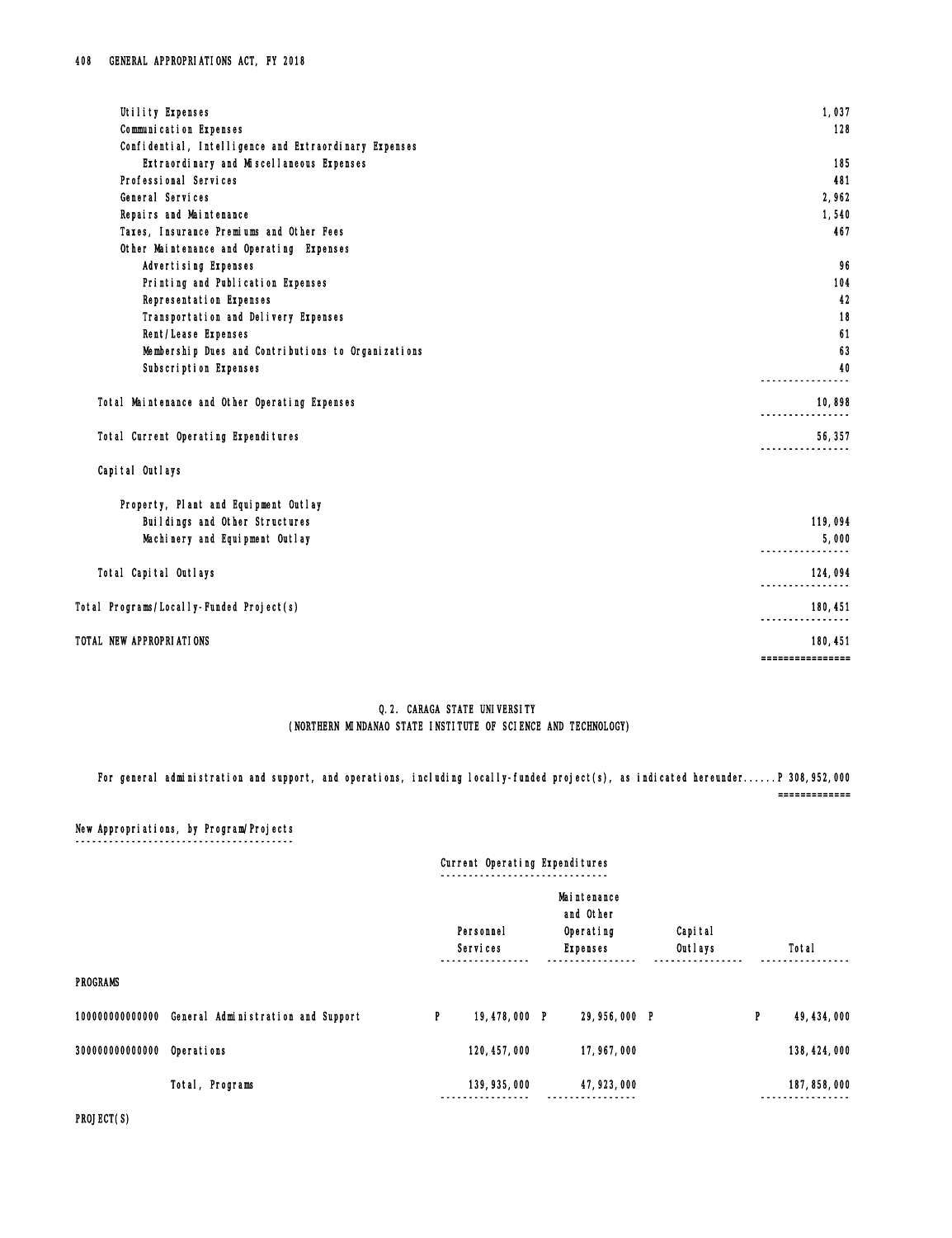| | |
|---|---|
| Utility Expenses | 1,037 |
| Communication Expenses | 128 |
| Confidential, Intelligence and Extraordinary Expenses | |
| Extraordinary and Miscellaneous Expenses | 185 |
| Professional Services | 481 |
| General Services | 2,962 |
| Repairs and Maintenance | 1,540 |
| Taxes, Insurance Premiums and Other Fees | 467 |
| Other Maintenance and Operating Expenses | |
| Advertising Expenses | 96 |
| Printing and Publication Expenses | 104 |
| Representation Expenses | 42 |
| Transportation and Delivery Expenses | 18 |
| Rent/Lease Expenses | 61 |
| Membership Dues and Contributions to Organizations | 63 |
| Subscription Expenses | 40 |
| Total Maintenance and Other Operating Expenses | 10,898 |
| Total Current Operating Expenditures | 56,357 |
| Capital Outlays | |
| Property, Plant and Equipment Outlay | |
| Buildings and Other Structures | 119,094 |
| Machinery and Equipment Outlay | 5,000 |
| Total Capital Outlays | 124,094 |
| Total Programs/Locally-Funded Project(s) | 180,451 |
| TOTAL NEW APPROPRIATIONS | 180,451 |

## Q.2. CARAGA STATE UNIVERSITY
## (NORTHERN MINDANAO STATE INSTITUTE OF SCIENCE AND TECHNOLOGY)

For general administration and support, and operations, including locally-funded project(s), as indicated hereunder......P 308,952,000

New Appropriations, by Program/Projects

| | | Current Operating Expenditures | | | |
|---|---|---|---|---|---|
| | | Personnel Services | Maintenance and Other Operating Expenses | Capital Outlays | Total |
| PROGRAMS | | | | | |
| 100000000000000 | General Administration and Support | P 19,478,000 | P 29,956,000 | P | P 49,434,000 |
| 300000000000000 | Operations | 120,457,000 | 17,967,000 | | 138,424,000 |
| | Total, Programs | 139,935,000 | 47,923,000 | | 187,858,000 |

PROJECT(S)